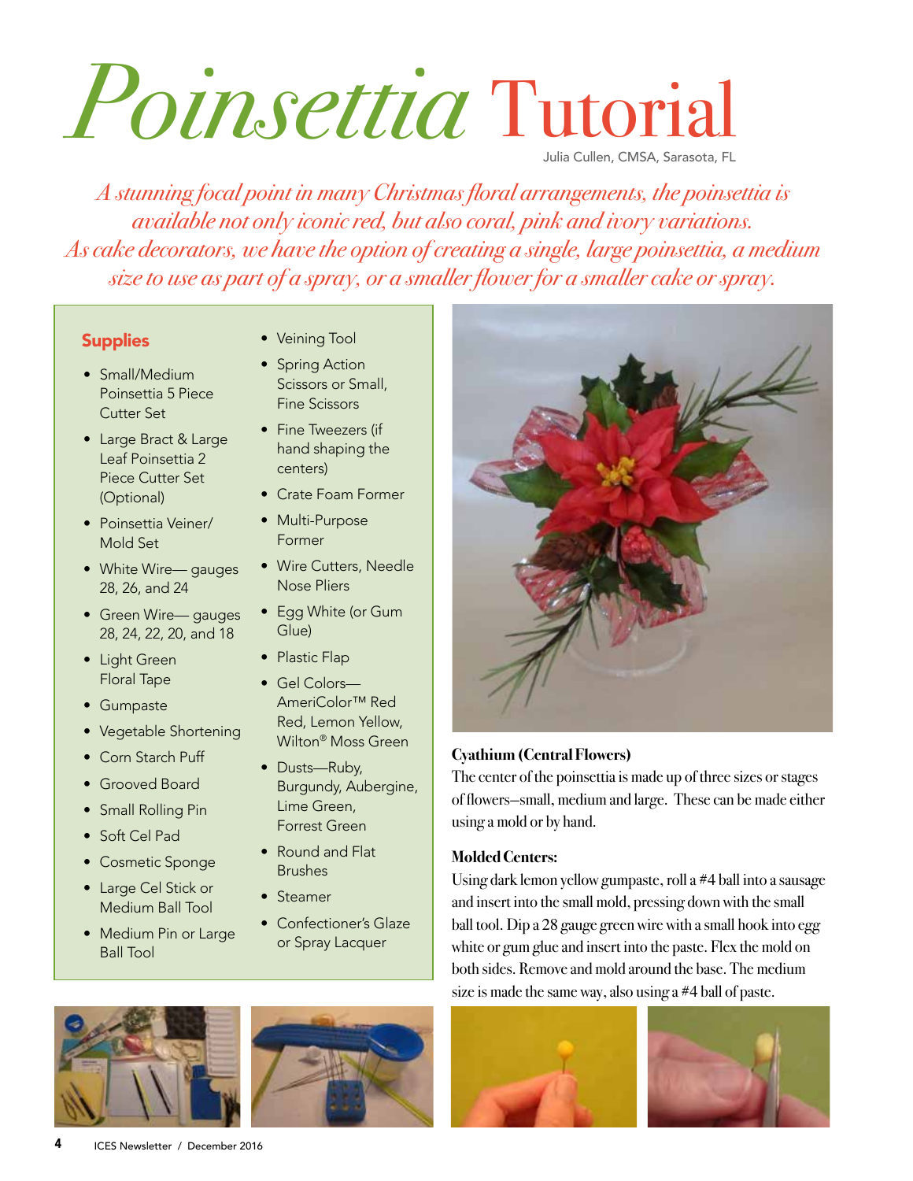# *Poinsettia* Tutorial

Julia Cullen, CMSA, Sarasota, FL

*A stunning focal point in many Christmas floral arrangements, the poinsettia is available not only iconic red, but also coral, pink and ivory variations. As cake decorators, we have the option of creating a single, large poinsettia, a medium size to use as part of a spray, or a smaller flower for a smaller cake or spray.*

## Supplies

- Small/Medium Poinsettia 5 Piece Cutter Set
- Large Bract & Large Leaf Poinsettia 2 Piece Cutter Set (Optional)
- Poinsettia Veiner/ Mold Set
- White Wire— gauges 28, 26, and 24
- Green Wire— gauges 28, 24, 22, 20, and 18
- Light Green Floral Tape
- Gumpaste
- Vegetable Shortening
- Corn Starch Puff
- Grooved Board
- Small Rolling Pin
- Soft Cel Pad
- Cosmetic Sponge
- Large Cel Stick or Medium Ball Tool
- Medium Pin or Large Ball Tool
- Veining Tool
- Spring Action Scissors or Small, Fine Scissors
- Fine Tweezers (if hand shaping the centers)
- Crate Foam Former
- Multi-Purpose Former
- Wire Cutters, Needle Nose Pliers
- Egg White (or Gum Glue)
- Plastic Flap
- Gel Colors— AmeriColor™ Red Red, Lemon Yellow, Wilton® Moss Green
- Dusts—Ruby, Burgundy, Aubergine, Lime Green, Forrest Green
- Round and Flat Brushes
- Steamer
- Confectioner's Glaze or Spray Lacquer

### Cyathium (Central Flowers)

The center of the poinsettia is made up of three sizes or stages of flowers–small, medium and large. These can be made either using a mold or by hand.

### Molded Centers:

Using dark lemon yellow gumpaste, roll a #4 ball into a sausage and insert into the small mold, pressing down with the small ball tool. Dip a 28 gauge green wire with a small hook into egg white or gum glue and insert into the paste. Flex the mold on both sides. Remove and mold around the base. The medium size is made the same way, also using a #4 ball of paste.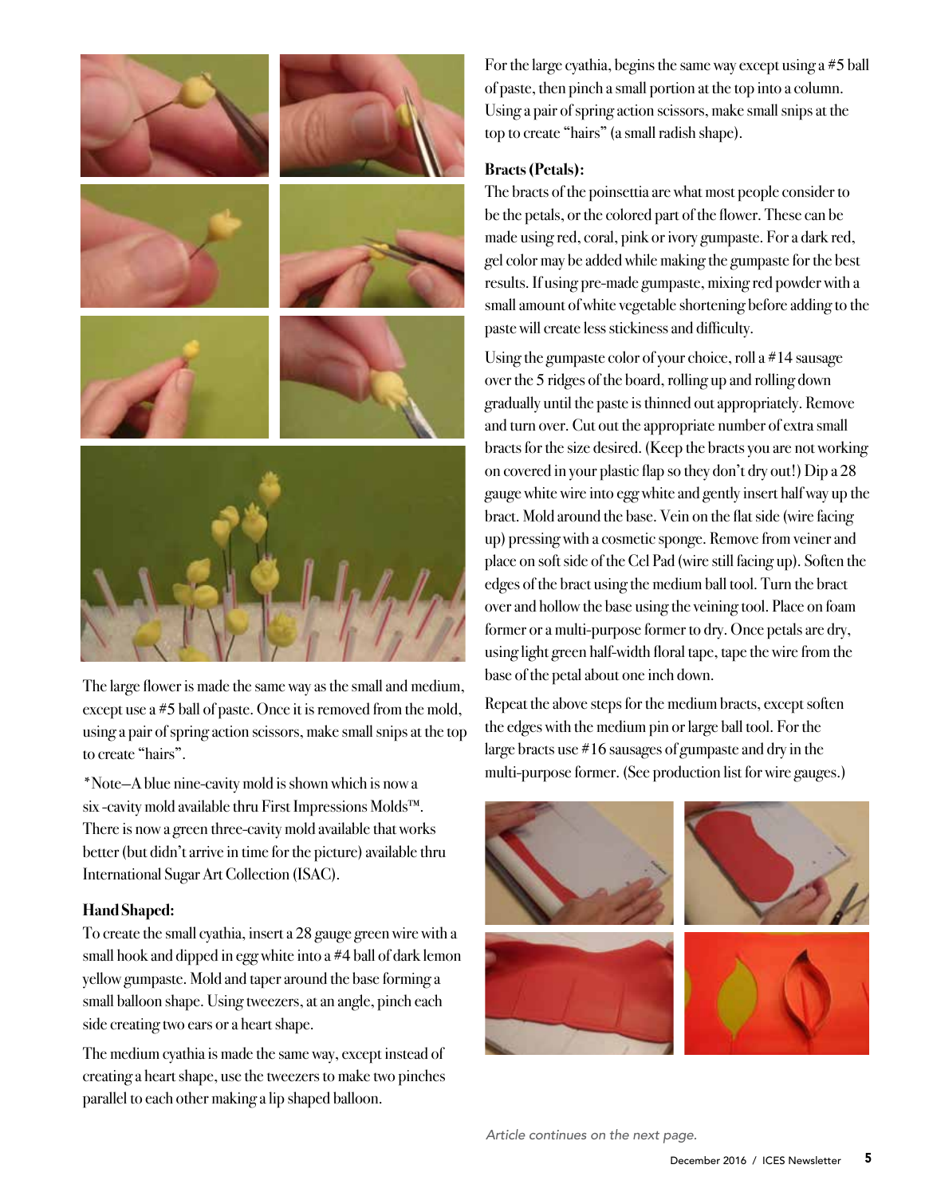The large flower is made the same way as the small and medium, except use a #5 ball of paste. Once it is removed from the mold, using a pair of spring action scissors, make small snips at the top to create "hairs".

*Note—A blue nine-cavity mold is shown which is now a six -cavity mold available thru First Impressions Molds™. There is now a green three-cavity mold available that works better (but didn't arrive in time for the picture) available thru International Sugar Art Collection (ISAC).

**Hand Shaped:**

To create the small cyathia, insert a 28 gauge green wire with a small hook and dipped in egg white into a #4 ball of dark lemon yellow gumpaste. Mold and taper around the base forming a small balloon shape. Using tweezers, at an angle, pinch each side creating two ears or a heart shape.

The medium cyathia is made the same way, except instead of creating a heart shape, use the tweezers to make two pinches parallel to each other making a lip shaped balloon.

For the large cyathia, begins the same way except using a #5 ball of paste, then pinch a small portion at the top into a column. Using a pair of spring action scissors, make small snips at the top to create "hairs" (a small radish shape).

**Bracts (Petals):**

The bracts of the poinsettia are what most people consider to be the petals, or the colored part of the flower. These can be made using red, coral, pink or ivory gumpaste. For a dark red, gel color may be added while making the gumpaste for the best results. If using pre-made gumpaste, mixing red powder with a small amount of white vegetable shortening before adding to the paste will create less stickiness and difficulty.

Using the gumpaste color of your choice, roll a #14 sausage over the 5 ridges of the board, rolling up and rolling down gradually until the paste is thinned out appropriately. Remove and turn over. Cut out the appropriate number of extra small bracts for the size desired. (Keep the bracts you are not working on covered in your plastic flap so they don't dry out!) Dip a 28 gauge white wire into egg white and gently insert half way up the bract. Mold around the base. Vein on the flat side (wire facing up) pressing with a cosmetic sponge. Remove from veiner and place on soft side of the Cel Pad (wire still facing up). Soften the edges of the bract using the medium ball tool. Turn the bract over and hollow the base using the veining tool. Place on foam former or a multi-purpose former to dry. Once petals are dry, using light green half-width floral tape, tape the wire from the base of the petal about one inch down.

Repeat the above steps for the medium bracts, except soften the edges with the medium pin or large ball tool. For the large bracts use #16 sausages of gumpaste and dry in the multi-purpose former. (See production list for wire gauges.)

*Article continues on the next page.*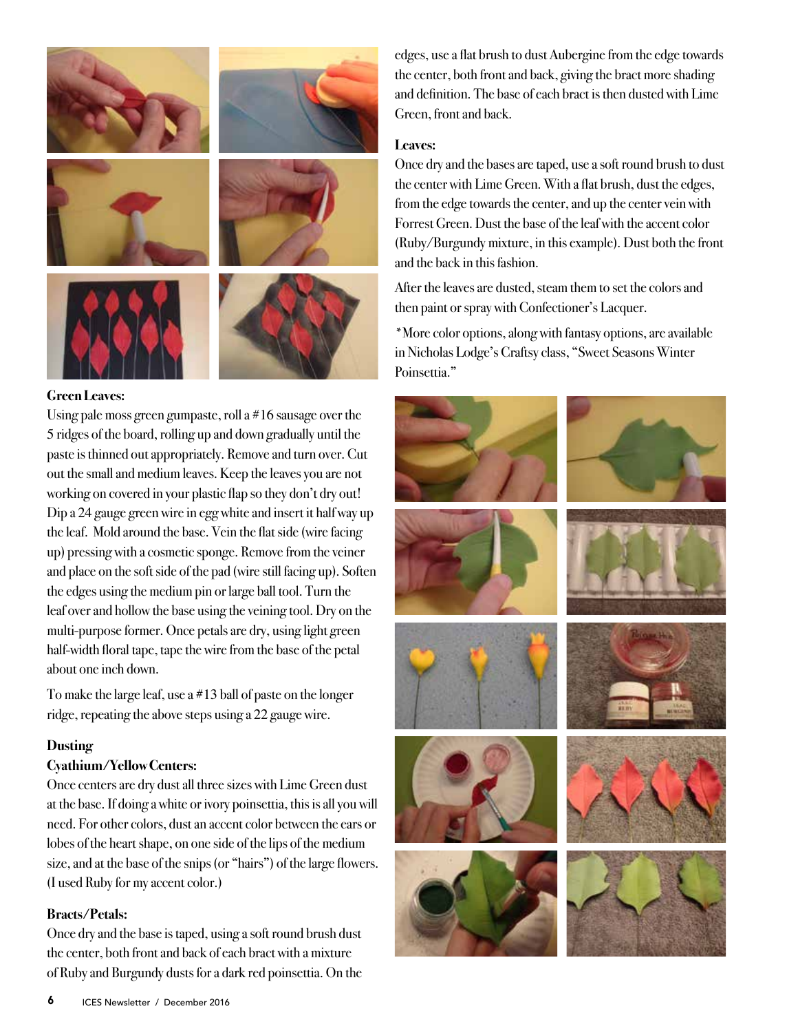### Green Leaves:

Using pale moss green gumpaste, roll a #16 sausage over the 5 ridges of the board, rolling up and down gradually until the paste is thinned out appropriately. Remove and turn over. Cut out the small and medium leaves. Keep the leaves you are not working on covered in your plastic flap so they don't dry out! Dip a 24 gauge green wire in egg white and insert it half way up the leaf. Mold around the base. Vein the flat side (wire facing up) pressing with a cosmetic sponge. Remove from the veiner and place on the soft side of the pad (wire still facing up). Soften the edges using the medium pin or large ball tool. Turn the leaf over and hollow the base using the veining tool. Dry on the multi-purpose former. Once petals are dry, using light green half-width floral tape, tape the wire from the base of the petal about one inch down.

To make the large leaf, use a #13 ball of paste on the longer ridge, repeating the above steps using a 22 gauge wire.

### Dusting

### Cyathium/Yellow Centers:

Once centers are dry dust all three sizes with Lime Green dust at the base. If doing a white or ivory poinsettia, this is all you will need. For other colors, dust an accent color between the ears or lobes of the heart shape, on one side of the lips of the medium size, and at the base of the snips (or "hairs") of the large flowers. (I used Ruby for my accent color.)

### Bracts/Petals:

Once dry and the base is taped, using a soft round brush dust the center, both front and back of each bract with a mixture of Ruby and Burgundy dusts for a dark red poinsettia. On the edges, use a flat brush to dust Aubergine from the edge towards the center, both front and back, giving the bract more shading and definition. The base of each bract is then dusted with Lime Green, front and back.

### Leaves:

Once dry and the bases are taped, use a soft round brush to dust the center with Lime Green. With a flat brush, dust the edges, from the edge towards the center, and up the center vein with Forrest Green. Dust the base of the leaf with the accent color (Ruby/Burgundy mixture, in this example). Dust both the front and the back in this fashion.

After the leaves are dusted, steam them to set the colors and then paint or spray with Confectioner's Lacquer.

*More color options, along with fantasy options, are available in Nicholas Lodge's Craftsy class, "Sweet Seasons Winter Poinsettia."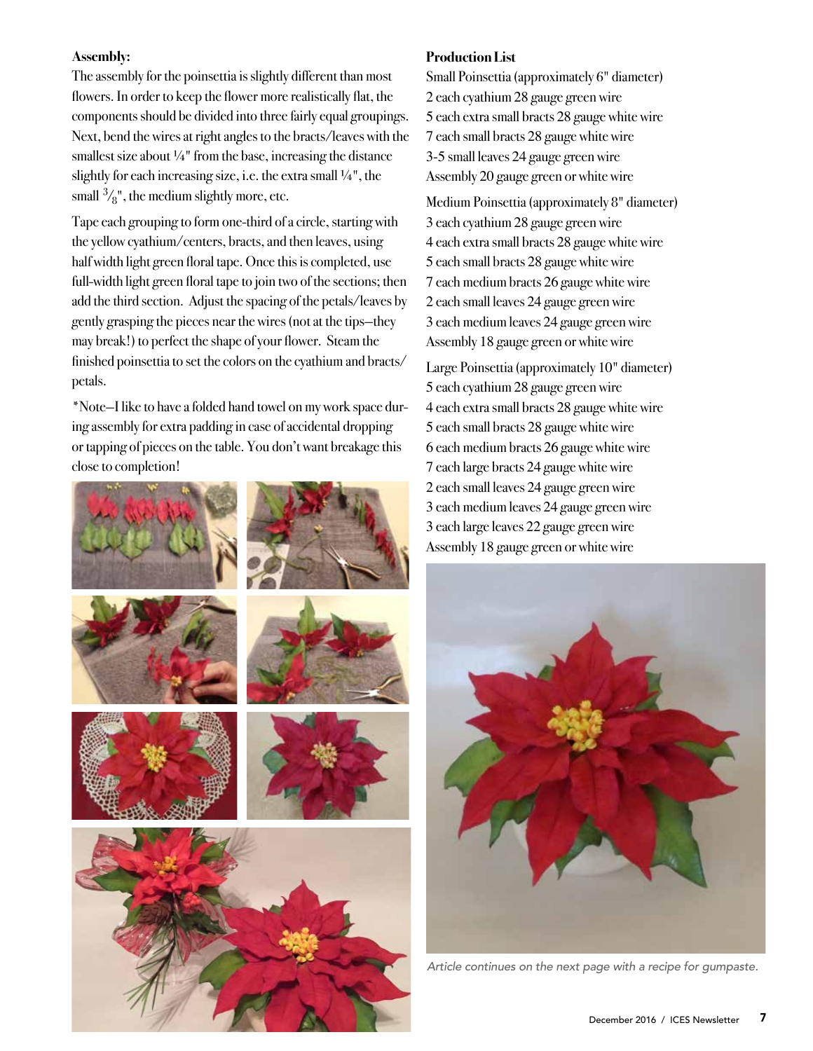**Assembly:**

The assembly for the poinsettia is slightly different than most flowers. In order to keep the flower more realistically flat, the components should be divided into three fairly equal groupings. Next, bend the wires at right angles to the bracts/leaves with the smallest size about ¼" from the base, increasing the distance slightly for each increasing size, i.e. the extra small ¼", the small ³⁄₈", the medium slightly more, etc.

Tape each grouping to form one-third of a circle, starting with the yellow cyathium/centers, bracts, and then leaves, using half width light green floral tape. Once this is completed, use full-width light green floral tape to join two of the sections; then add the third section. Adjust the spacing of the petals/leaves by gently grasping the pieces near the wires (not at the tips—they may break!) to perfect the shape of your flower. Steam the finished poinsettia to set the colors on the cyathium and bracts/petals.

*Note—I like to have a folded hand towel on my work space during assembly for extra padding in case of accidental dropping or tapping of pieces on the table. You don't want breakage this close to completion!

**Production List**

Small Poinsettia (approximately 6" diameter)
2 each cyathium 28 gauge green wire
5 each extra small bracts 28 gauge white wire
7 each small bracts 28 gauge white wire
3-5 small leaves 24 gauge green wire
Assembly 20 gauge green or white wire

Medium Poinsettia (approximately 8" diameter)
3 each cyathium 28 gauge green wire
4 each extra small bracts 28 gauge white wire
5 each small bracts 28 gauge white wire
7 each medium bracts 26 gauge white wire
2 each small leaves 24 gauge green wire
3 each medium leaves 24 gauge green wire
Assembly 18 gauge green or white wire

Large Poinsettia (approximately 10" diameter)
5 each cyathium 28 gauge green wire
4 each extra small bracts 28 gauge white wire
5 each small bracts 28 gauge white wire
6 each medium bracts 26 gauge white wire
7 each large bracts 24 gauge white wire
2 each small leaves 24 gauge green wire
3 each medium leaves 24 gauge green wire
3 each large leaves 22 gauge green wire
Assembly 18 gauge green or white wire

*Article continues on the next page with a recipe for gumpaste.*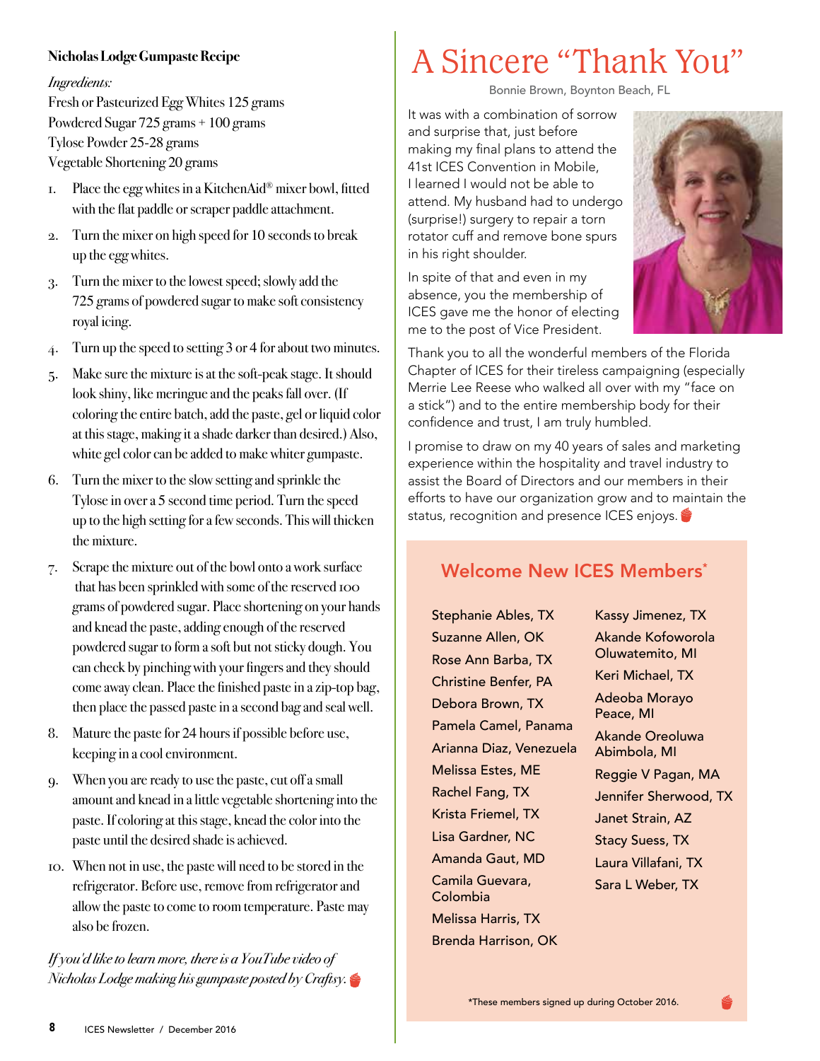**Nicholas Lodge Gumpaste Recipe**

*Ingredients:*

Fresh or Pasteurized Egg Whites 125 grams
Powdered Sugar 725 grams + 100 grams
Tylose Powder 25-28 grams
Vegetable Shortening 20 grams

1. Place the egg whites in a KitchenAid® mixer bowl, fitted with the flat paddle or scraper paddle attachment.
2. Turn the mixer on high speed for 10 seconds to break up the egg whites.
3. Turn the mixer to the lowest speed; slowly add the 725 grams of powdered sugar to make soft consistency royal icing.
4. Turn up the speed to setting 3 or 4 for about two minutes.
5. Make sure the mixture is at the soft-peak stage. It should look shiny, like meringue and the peaks fall over. (If coloring the entire batch, add the paste, gel or liquid color at this stage, making it a shade darker than desired.) Also, white gel color can be added to make whiter gumpaste.
6. Turn the mixer to the slow setting and sprinkle the Tylose in over a 5 second time period. Turn the speed up to the high setting for a few seconds. This will thicken the mixture.
7. Scrape the mixture out of the bowl onto a work surface that has been sprinkled with some of the reserved 100 grams of powdered sugar. Place shortening on your hands and knead the paste, adding enough of the reserved powdered sugar to form a soft but not sticky dough. You can check by pinching with your fingers and they should come away clean. Place the finished paste in a zip-top bag, then place the passed paste in a second bag and seal well.
8. Mature the paste for 24 hours if possible before use, keeping in a cool environment.
9. When you are ready to use the paste, cut off a small amount and knead in a little vegetable shortening into the paste. If coloring at this stage, knead the color into the paste until the desired shade is achieved.
10. When not in use, the paste will need to be stored in the refrigerator. Before use, remove from refrigerator and allow the paste to come to room temperature. Paste may also be frozen.

*If you'd like to learn more, there is a YouTube video of Nicholas Lodge making his gumpaste posted by Craftsy.*

# A Sincere "Thank You"

Bonnie Brown, Boynton Beach, FL

It was with a combination of sorrow and surprise that, just before making my final plans to attend the 41st ICES Convention in Mobile, I learned I would not be able to attend. My husband had to undergo (surprise!) surgery to repair a torn rotator cuff and remove bone spurs in his right shoulder.

In spite of that and even in my absence, you the membership of ICES gave me the honor of electing me to the post of Vice President.

Thank you to all the wonderful members of the Florida Chapter of ICES for their tireless campaigning (especially Merrie Lee Reese who walked all over with my "face on a stick") and to the entire membership body for their confidence and trust, I am truly humbled.

I promise to draw on my 40 years of sales and marketing experience within the hospitality and travel industry to assist the Board of Directors and our members in their efforts to have our organization grow and to maintain the status, recognition and presence ICES enjoys.

## Welcome New ICES Members*

Stephanie Ables, TX
Suzanne Allen, OK
Rose Ann Barba, TX
Christine Benfer, PA
Debora Brown, TX
Pamela Camel, Panama
Arianna Diaz, Venezuela
Melissa Estes, ME
Rachel Fang, TX
Krista Friemel, TX
Lisa Gardner, NC
Amanda Gaut, MD
Camila Guevara, Colombia
Melissa Harris, TX
Brenda Harrison, OK
Kassy Jimenez, TX
Akande Kofoworola Oluwatemito, MI
Keri Michael, TX
Adeoba Morayo Peace, MI
Akande Oreoluwa Abimbola, MI
Reggie V Pagan, MA
Jennifer Sherwood, TX
Janet Strain, AZ
Stacy Suess, TX
Laura Villafani, TX
Sara L Weber, TX

*These members signed up during October 2016.